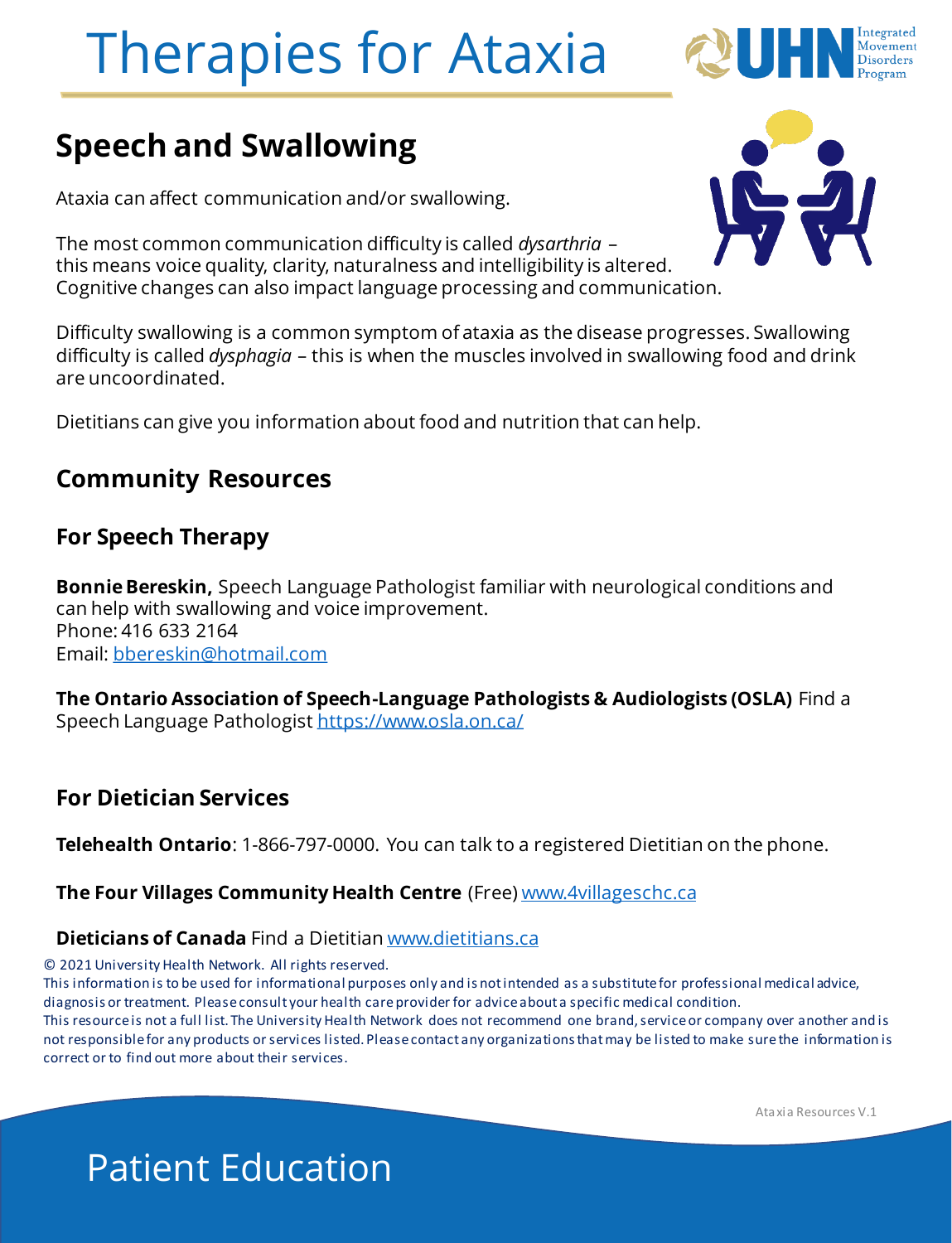# Therapies for Ataxia

## Speech and Swallowing

Ataxia can affect communication and/or swallowing.

The most common communication difficulty is called *dysarthria* – this means voice quality, clarity, naturalness and intelligibility is altered. Cognitive changes can also impact language processing and communication.

Difficulty swallowing is a common symptom of ataxia as the disease progresses. Swallowing difficulty is called *dysphagia* – this is when the muscles involved in swallowing food and drink are uncoordinated.

Dietitians can give you information about food and nutrition that can help.

## Community Resources

### For Speech Therapy

**Bonnie Bereskin,** Speech Language Pathologist familiar with neurological conditions and can help with swallowing and voice improvement.
Phone: 416 633 2164
Email: bbereskin@hotmail.com

**The Ontario Association of Speech-Language Pathologists & Audiologists (OSLA)** Find a Speech Language Pathologist https://www.osla.on.ca/

### For Dietician Services

**Telehealth Ontario**: 1-866-797-0000. You can talk to a registered Dietitian on the phone.

**The Four Villages Community Health Centre** (Free) www.4villageschc.ca

**Dieticians of Canada** Find a Dietitian www.dietitians.ca

© 2021 University Health Network. All rights reserved.
This information is to be used for informational purposes only and is not intended as a substitute for professional medical advice, diagnosis or treatment. Please consult your health care provider for advice about a specific medical condition.
This resource is not a full list. The University Health Network does not recommend one brand, service or company over another and is not responsible for any products or services listed. Please contact any organizations that may be listed to make sure the information is correct or to find out more about their services.

Ataxia Resources V.1

Patient Education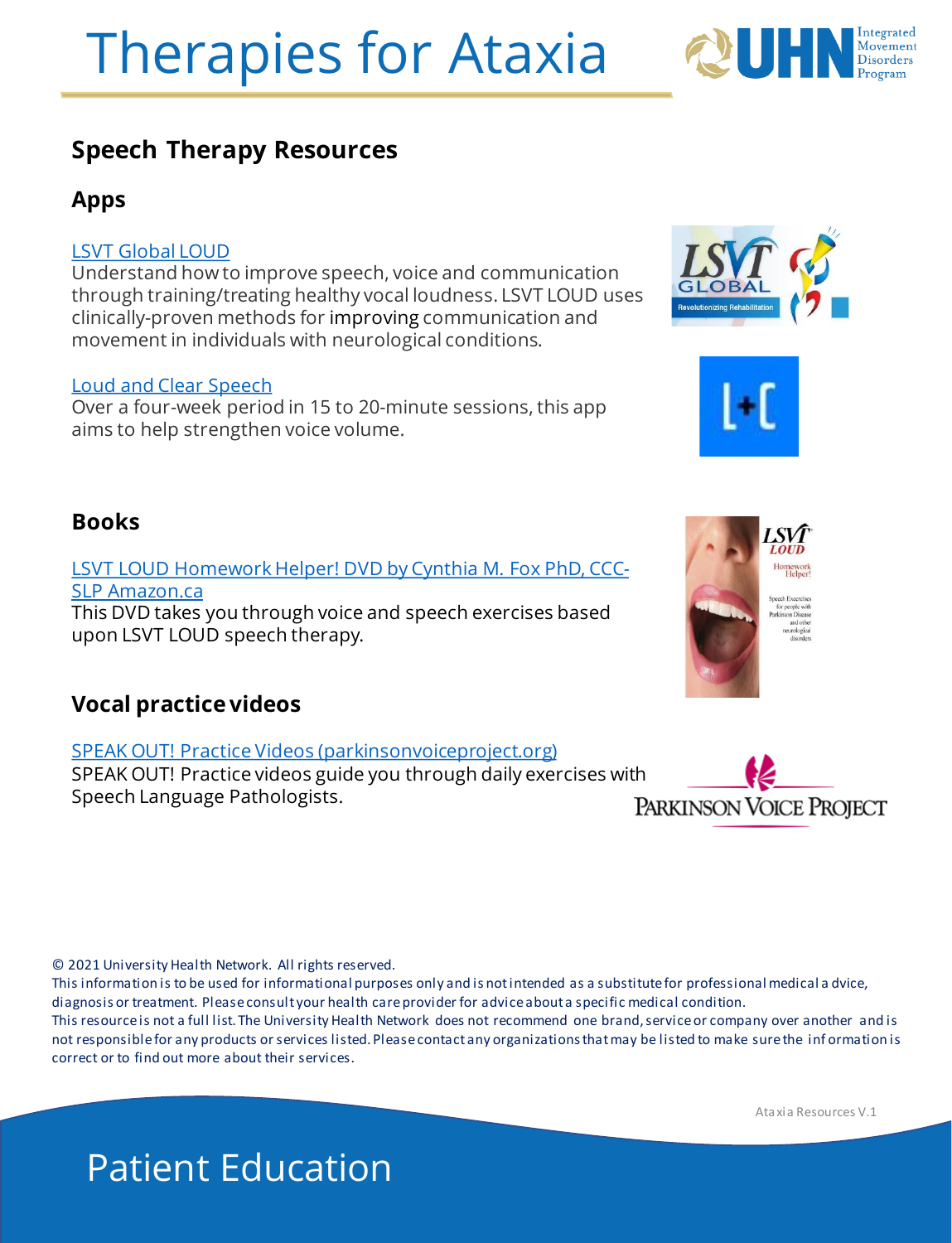# Therapies for Ataxia

## Speech Therapy Resources

### Apps

[LSVT Global LOUD](#)
Understand how to improve speech, voice and communication through training/treating healthy vocal loudness. LSVT LOUD uses clinically-proven methods for improving communication and movement in individuals with neurological conditions.

[Loud and Clear Speech](#)
Over a four-week period in 15 to 20-minute sessions, this app aims to help strengthen voice volume.

### Books

[LSVT LOUD Homework Helper! DVD by Cynthia M. Fox PhD, CCC-SLP Amazon.ca](#)
This DVD takes you through voice and speech exercises based upon LSVT LOUD speech therapy.

### Vocal practice videos

[SPEAK OUT! Practice Videos (parkinsonvoiceproject.org)](#)
SPEAK OUT! Practice videos guide you through daily exercises with Speech Language Pathologists.

© 2021 University Health Network. All rights reserved.
This information is to be used for informational purposes only and is not intended as a substitute for professional medical advice, diagnosis or treatment. Please consult your health care provider for advice about a specific medical condition.
This resource is not a full list. The University Health Network does not recommend one brand, service or company over another and is not responsible for any products or services listed. Please contact any organizations that may be listed to make sure the information is correct or to find out more about their services.

Ataxia Resources V.1

Patient Education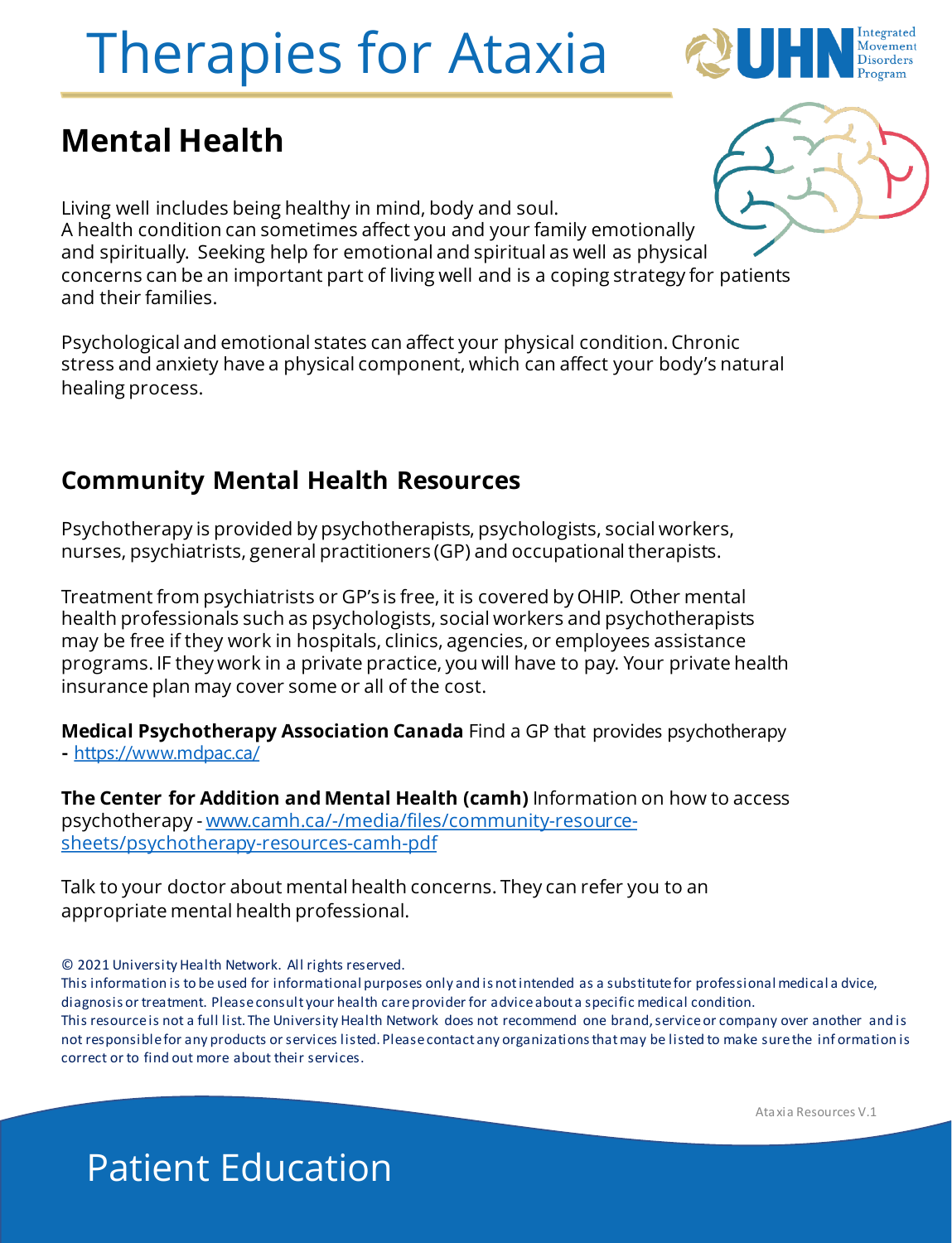# Therapies for Ataxia

## Mental Health

Living well includes being healthy in mind, body and soul. A health condition can sometimes affect you and your family emotionally and spiritually. Seeking help for emotional and spiritual as well as physical concerns can be an important part of living well and is a coping strategy for patients and their families.

Psychological and emotional states can affect your physical condition. Chronic stress and anxiety have a physical component, which can affect your body's natural healing process.

### Community Mental Health Resources

Psychotherapy is provided by psychotherapists, psychologists, social workers, nurses, psychiatrists, general practitioners (GP) and occupational therapists.

Treatment from psychiatrists or GP's is free, it is covered by OHIP. Other mental health professionals such as psychologists, social workers and psychotherapists may be free if they work in hospitals, clinics, agencies, or employees assistance programs. IF they work in a private practice, you will have to pay. Your private health insurance plan may cover some or all of the cost.

**Medical Psychotherapy Association Canada** Find a GP that provides psychotherapy - https://www.mdpac.ca/

**The Center for Addition and Mental Health (camh)** Information on how to access psychotherapy - www.camh.ca/-/media/files/community-resource-sheets/psychotherapy-resources-camh-pdf

Talk to your doctor about mental health concerns. They can refer you to an appropriate mental health professional.

© 2021 University Health Network. All rights reserved.
This information is to be used for informational purposes only and is not intended as a substitute for professional medical advice, diagnosis or treatment. Please consult your health care provider for advice about a specific medical condition.
This resource is not a full list. The University Health Network does not recommend one brand, service or company over another and is not responsible for any products or services listed. Please contact any organizations that may be listed to make sure the information is correct or to find out more about their services.

Ataxia Resources V.1

Patient Education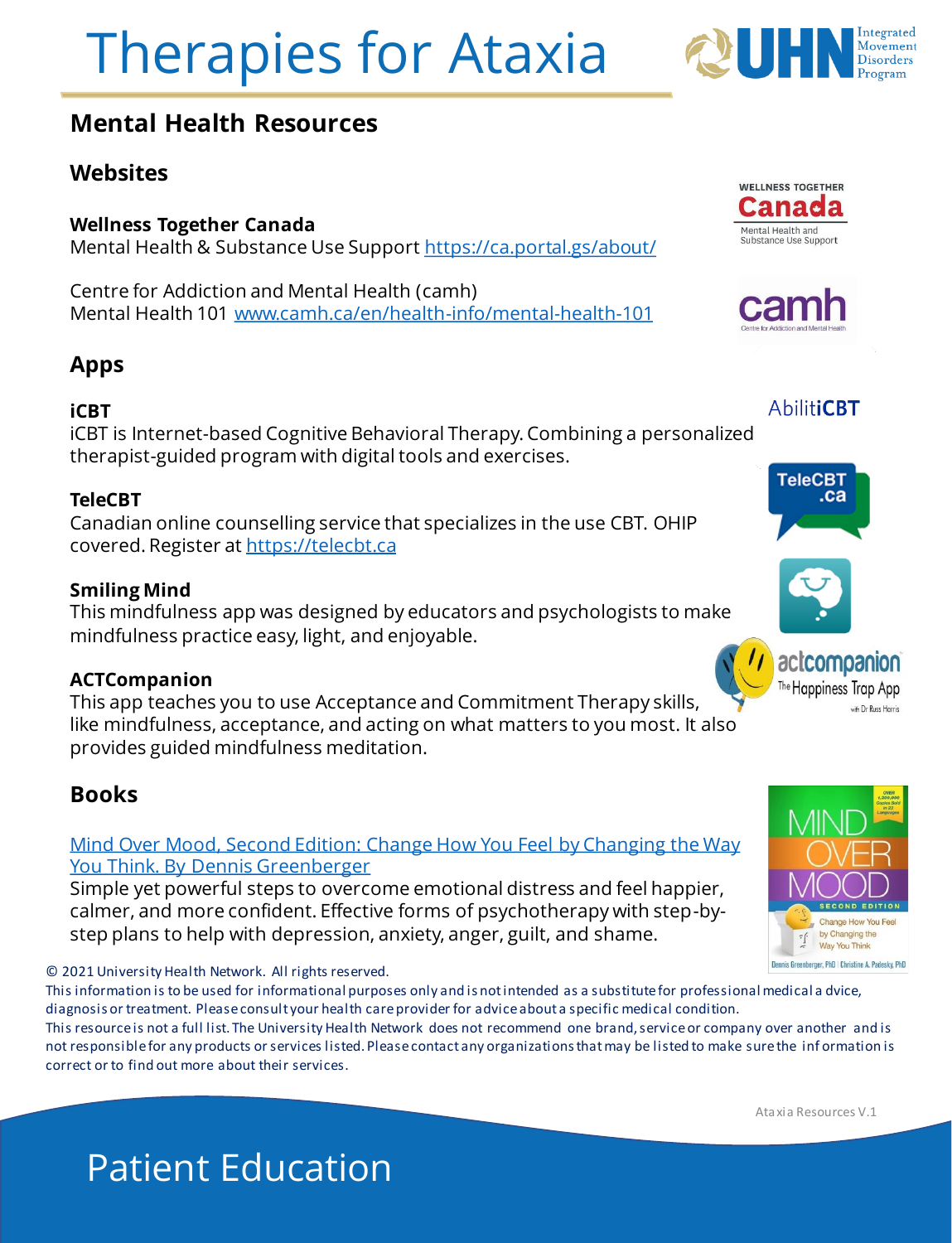# Therapies for Ataxia

## Mental Health Resources

### Websites

**Wellness Together Canada**
Mental Health & Substance Use Support [https://ca.portal.gs/about/](https://ca.portal.gs/about/)

Centre for Addiction and Mental Health (camh)
Mental Health 101 [www.camh.ca/en/health-info/mental-health-101](www.camh.ca/en/health-info/mental-health-101)

### Apps

**iCBT**
iCBT is Internet-based Cognitive Behavioral Therapy. Combining a personalized therapist-guided program with digital tools and exercises.

**TeleCBT**
Canadian online counselling service that specializes in the use CBT. OHIP covered. Register at [https://telecbt.ca](https://telecbt.ca)

**Smiling Mind**
This mindfulness app was designed by educators and psychologists to make mindfulness practice easy, light, and enjoyable.

**ACTCompanion**
This app teaches you to use Acceptance and Commitment Therapy skills, like mindfulness, acceptance, and acting on what matters to you most. It also provides guided mindfulness meditation.

### Books

Mind Over Mood, Second Edition: Change How You Feel by Changing the Way You Think. By Dennis Greenberger
Simple yet powerful steps to overcome emotional distress and feel happier, calmer, and more confident. Effective forms of psychotherapy with step-by-step plans to help with depression, anxiety, anger, guilt, and shame.

© 2021 University Health Network. All rights reserved.
This information is to be used for informational purposes only and is not intended as a substitute for professional medical advice, diagnosis or treatment. Please consult your health care provider for advice about a specific medical condition.
This resource is not a full list. The University Health Network does not recommend one brand, service or company over another and is not responsible for any products or services listed. Please contact any organizations that may be listed to make sure the information is correct or to find out more about their services.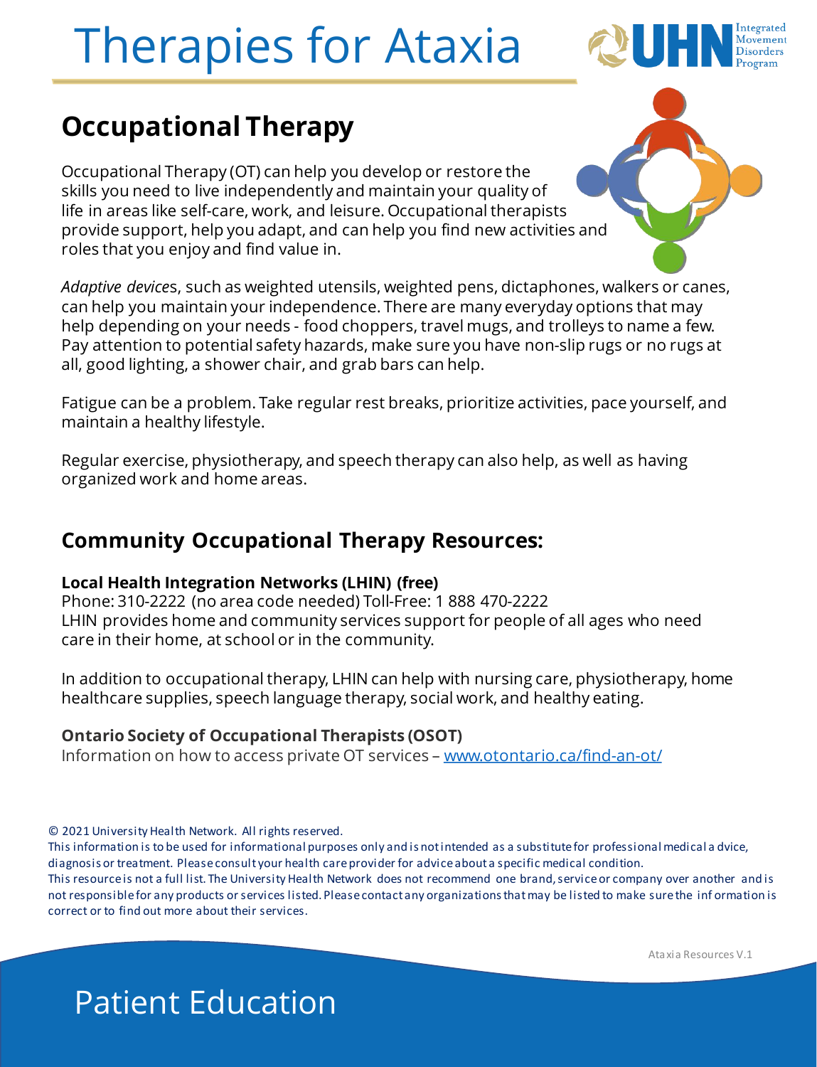# Therapies for Ataxia

## Occupational Therapy

Occupational Therapy (OT) can help you develop or restore the skills you need to live independently and maintain your quality of life in areas like self-care, work, and leisure. Occupational therapists provide support, help you adapt, and can help you find new activities and roles that you enjoy and find value in.

*Adaptive device*s, such as weighted utensils, weighted pens, dictaphones, walkers or canes, can help you maintain your independence. There are many everyday options that may help depending on your needs - food choppers, travel mugs, and trolleys to name a few. Pay attention to potential safety hazards, make sure you have non-slip rugs or no rugs at all, good lighting, a shower chair, and grab bars can help.

Fatigue can be a problem. Take regular rest breaks, prioritize activities, pace yourself, and maintain a healthy lifestyle.

Regular exercise, physiotherapy, and speech therapy can also help, as well as having organized work and home areas.

## Community Occupational Therapy Resources:

**Local Health Integration Networks (LHIN) (free)**
Phone: 310-2222 (no area code needed) Toll-Free: 1 888 470-2222
LHIN provides home and community services support for people of all ages who need care in their home, at school or in the community.

In addition to occupational therapy, LHIN can help with nursing care, physiotherapy, home healthcare supplies, speech language therapy, social work, and healthy eating.

**Ontario Society of Occupational Therapists (OSOT)**
Information on how to access private OT services – [www.otontario.ca/find-an-ot/](www.otontario.ca/find-an-ot/)

© 2021 University Health Network. All rights reserved.
This information is to be used for informational purposes only and is not intended as a substitute for professional medical advice, diagnosis or treatment. Please consult your health care provider for advice about a specific medical condition.
This resource is not a full list. The University Health Network does not recommend one brand, service or company over another and is not responsible for any products or services listed. Please contact any organizations that may be listed to make sure the information is correct or to find out more about their services.

Ataxia Resources V.1

Patient Education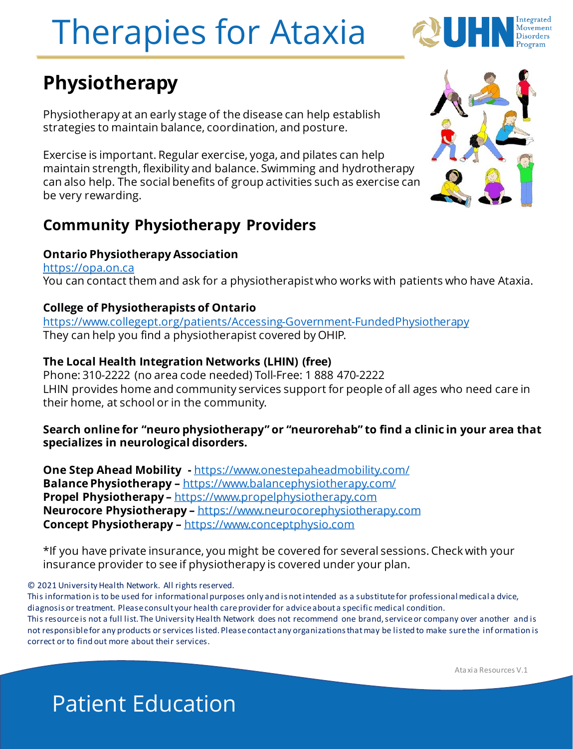# Therapies for Ataxia

## Physiotherapy

Physiotherapy at an early stage of the disease can help establish strategies to maintain balance, coordination, and posture.

Exercise is important. Regular exercise, yoga, and pilates can help maintain strength, flexibility and balance. Swimming and hydrotherapy can also help. The social benefits of group activities such as exercise can be very rewarding.

### Community Physiotherapy Providers

**Ontario Physiotherapy Association**
https://opa.on.ca
You can contact them and ask for a physiotherapist who works with patients who have Ataxia.

**College of Physiotherapists of Ontario**
https://www.collegept.org/patients/Accessing-Government-FundedPhysiotherapy
They can help you find a physiotherapist covered by OHIP.

**The Local Health Integration Networks (LHIN) (free)**
Phone: 310-2222 (no area code needed) Toll-Free: 1 888 470-2222
LHIN provides home and community services support for people of all ages who need care in their home, at school or in the community.

**Search online for "neuro physiotherapy" or "neurorehab" to find a clinic in your area that specializes in neurological disorders.**

**One Step Ahead Mobility** - https://www.onestepaheadmobility.com/
**Balance Physiotherapy** – https://www.balancephysiotherapy.com/
**Propel Physiotherapy** – https://www.propelphysiotherapy.com
**Neurocore Physiotherapy** – https://www.neurocorephysiotherapy.com
**Concept Physiotherapy** – https://www.conceptphysio.com

*If you have private insurance, you might be covered for several sessions. Check with your insurance provider to see if physiotherapy is covered under your plan.

© 2021 University Health Network. All rights reserved.
This information is to be used for informational purposes only and is not intended as a substitute for professional medical advice, diagnosis or treatment. Please consult your health care provider for advice about a specific medical condition.
This resource is not a full list. The University Health Network does not recommend one brand, service or company over another and is not responsible for any products or services listed. Please contact any organizations that may be listed to make sure the information is correct or to find out more about their services.

Ataxia Resources V.1

Patient Education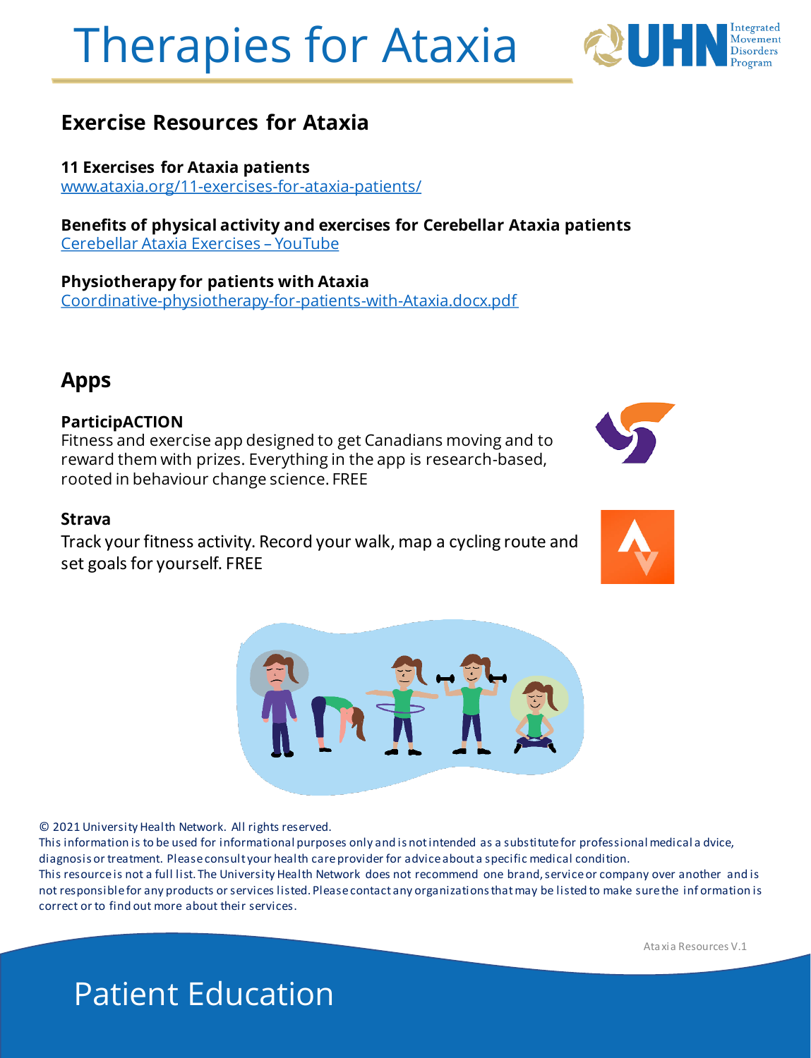# Therapies for Ataxia

## Exercise Resources for Ataxia

**11 Exercises for Ataxia patients**
www.ataxia.org/11-exercises-for-ataxia-patients/

**Benefits of physical activity and exercises for Cerebellar Ataxia patients**
Cerebellar Ataxia Exercises – YouTube

**Physiotherapy for patients with Ataxia**
Coordinative-physiotherapy-for-patients-with-Ataxia.docx.pdf

## Apps

**ParticipACTION**
Fitness and exercise app designed to get Canadians moving and to reward them with prizes. Everything in the app is research-based, rooted in behaviour change science. FREE

**Strava**
Track your fitness activity. Record your walk, map a cycling route and set goals for yourself. FREE

© 2021 University Health Network. All rights reserved.
This information is to be used for informational purposes only and is not intended as a substitute for professional medical advice, diagnosis or treatment. Please consult your health care provider for advice about a specific medical condition.
This resource is not a full list. The University Health Network does not recommend one brand, service or company over another and is not responsible for any products or services listed. Please contact any organizations that may be listed to make sure the information is correct or to find out more about their services.

Ataxia Resources V.1

Patient Education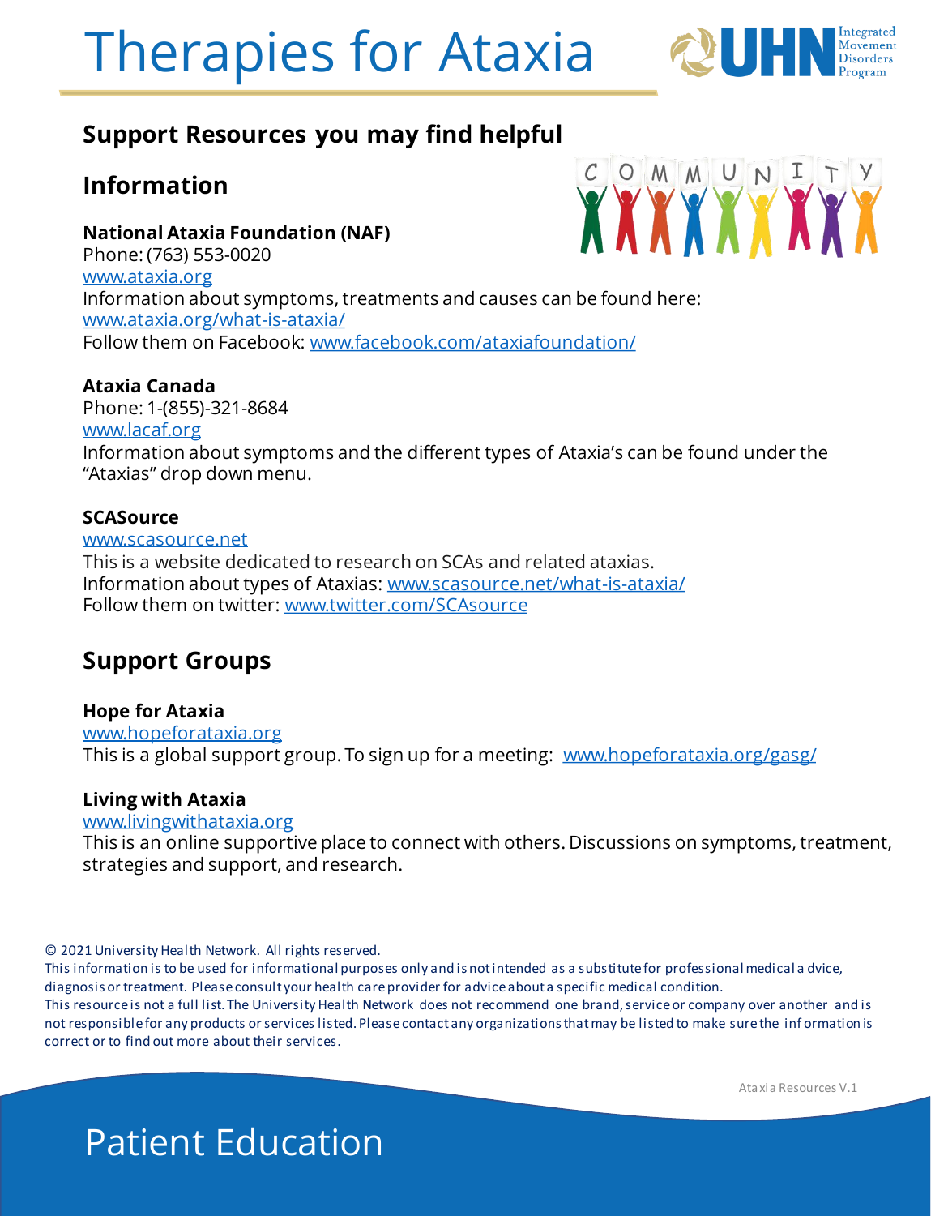# Therapies for Ataxia

## Support Resources you may find helpful

## Information

**National Ataxia Foundation (NAF)**
Phone: (763) 553-0020
www.ataxia.org
Information about symptoms, treatments and causes can be found here: www.ataxia.org/what-is-ataxia/
Follow them on Facebook: www.facebook.com/ataxiafoundation/

**Ataxia Canada**
Phone: 1-(855)-321-8684
www.lacaf.org
Information about symptoms and the different types of Ataxia's can be found under the "Ataxias" drop down menu.

**SCASource**
www.scasource.net
This is a website dedicated to research on SCAs and related ataxias.
Information about types of Ataxias: www.scasource.net/what-is-ataxia/
Follow them on twitter: www.twitter.com/SCAsource

## Support Groups

**Hope for Ataxia**
www.hopeforataxia.org
This is a global support group. To sign up for a meeting: www.hopeforataxia.org/gasg/

**Living with Ataxia**
www.livingwithataxia.org
This is an online supportive place to connect with others. Discussions on symptoms, treatment, strategies and support, and research.

© 2021 University Health Network. All rights reserved.
This information is to be used for informational purposes only and is not intended as a substitute for professional medical advice, diagnosis or treatment. Please consult your health care provider for advice about a specific medical condition.
This resource is not a full list. The University Health Network does not recommend one brand, service or company over another and is not responsible for any products or services listed. Please contact any organizations that may be listed to make sure the information is correct or to find out more about their services.

Ataxia Resources V.1

Patient Education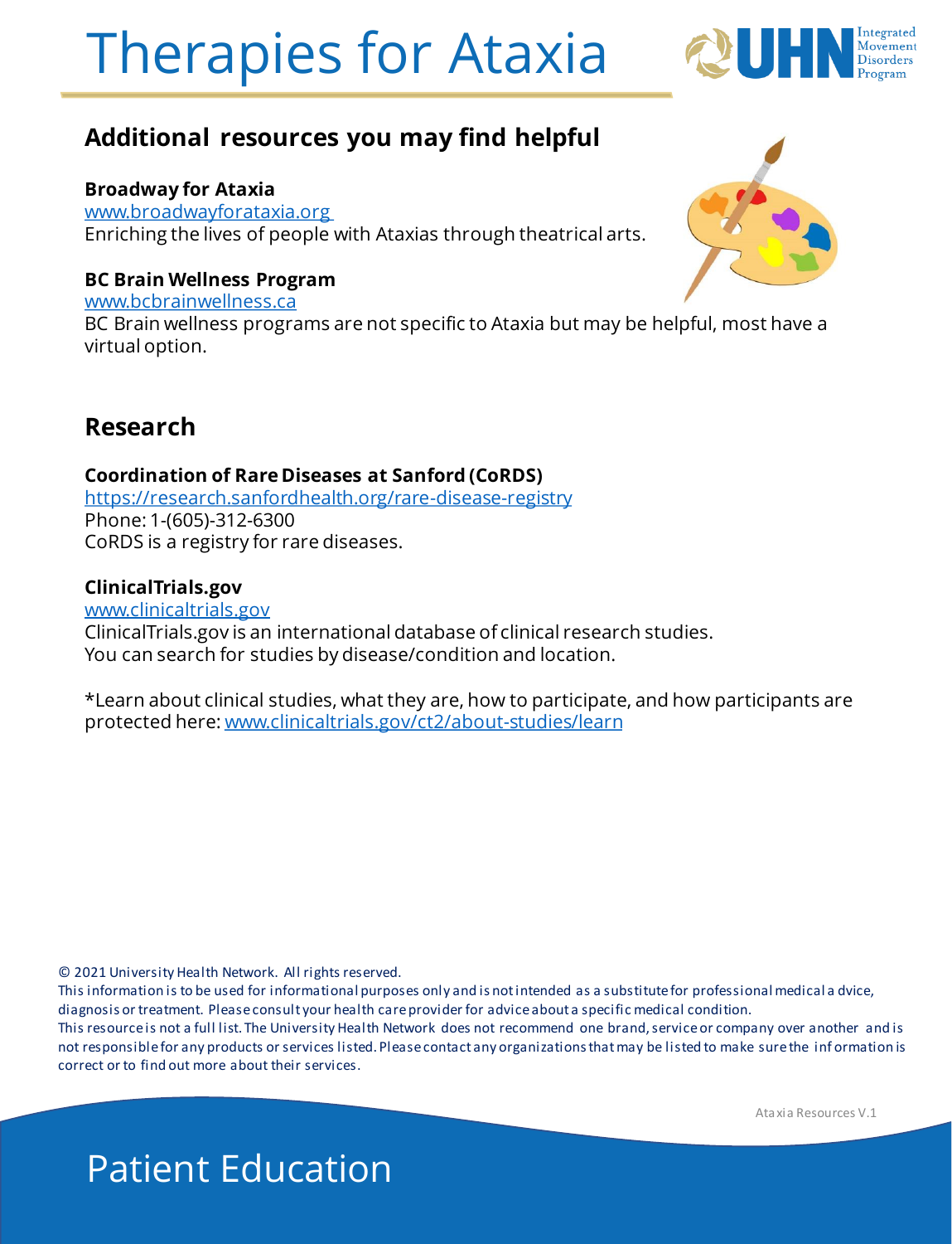# Therapies for Ataxia

## Additional resources you may find helpful

**Broadway for Ataxia**
www.broadwayforataxia.org
Enriching the lives of people with Ataxias through theatrical arts.

**BC Brain Wellness Program**
www.bcbrainwellness.ca
BC Brain wellness programs are not specific to Ataxia but may be helpful, most have a virtual option.

## Research

**Coordination of Rare Diseases at Sanford (CoRDS)**
https://research.sanfordhealth.org/rare-disease-registry
Phone: 1-(605)-312-6300
CoRDS is a registry for rare diseases.

**ClinicalTrials.gov**
www.clinicaltrials.gov
ClinicalTrials.gov is an international database of clinical research studies.
You can search for studies by disease/condition and location.

*Learn about clinical studies, what they are, how to participate, and how participants are protected here: www.clinicaltrials.gov/ct2/about-studies/learn

© 2021 University Health Network. All rights reserved.
This information is to be used for informational purposes only and is not intended as a substitute for professional medical advice, diagnosis or treatment. Please consult your health care provider for advice about a specific medical condition.
This resource is not a full list. The University Health Network does not recommend one brand, service or company over another and is not responsible for any products or services listed. Please contact any organizations that may be listed to make sure the information is correct or to find out more about their services.

Ataxia Resources V.1

Patient Education